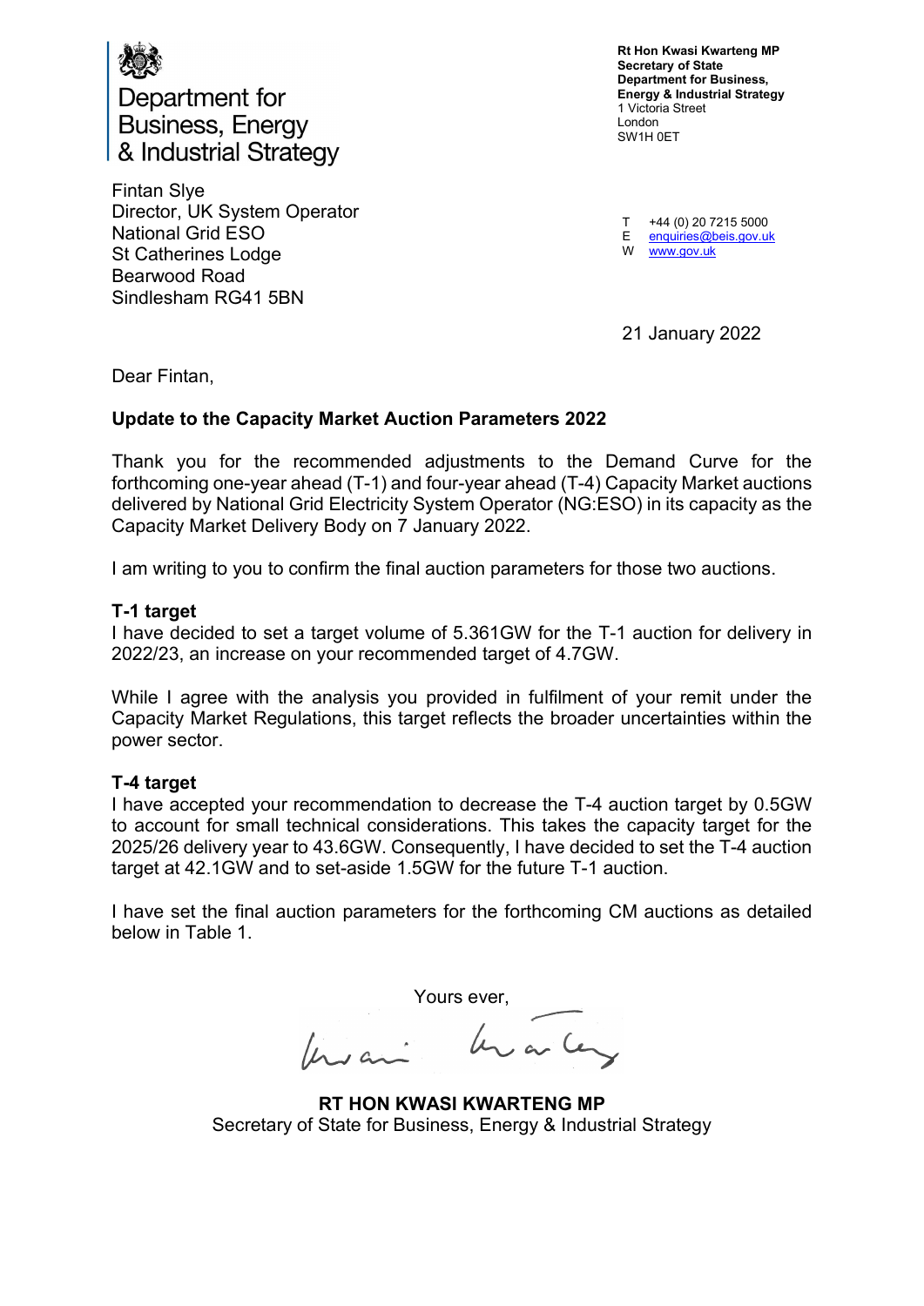Department for Business, Energy & Industrial Strategy

**Rt Hon Kwasi Kwarteng MP**
**Secretary of State**
**Department for Business, Energy & Industrial Strategy**
1 Victoria Street
London
SW1H 0ET

T +44 (0) 20 7215 5000
E enquiries@beis.gov.uk
W www.gov.uk

Fintan Slye
Director, UK System Operator
National Grid ESO
St Catherines Lodge
Bearwood Road
Sindlesham RG41 5BN

21 January 2022

Dear Fintan,

**Update to the Capacity Market Auction Parameters 2022**

Thank you for the recommended adjustments to the Demand Curve for the forthcoming one-year ahead (T-1) and four-year ahead (T-4) Capacity Market auctions delivered by National Grid Electricity System Operator (NG:ESO) in its capacity as the Capacity Market Delivery Body on 7 January 2022.

I am writing to you to confirm the final auction parameters for those two auctions.

**T-1 target**

I have decided to set a target volume of 5.361GW for the T-1 auction for delivery in 2022/23, an increase on your recommended target of 4.7GW.

While I agree with the analysis you provided in fulfilment of your remit under the Capacity Market Regulations, this target reflects the broader uncertainties within the power sector.

**T-4 target**

I have accepted your recommendation to decrease the T-4 auction target by 0.5GW to account for small technical considerations. This takes the capacity target for the 2025/26 delivery year to 43.6GW. Consequently, I have decided to set the T-4 auction target at 42.1GW and to set-aside 1.5GW for the future T-1 auction.

I have set the final auction parameters for the forthcoming CM auctions as detailed below in Table 1.

Yours ever,

**RT HON KWASI KWARTENG MP**
Secretary of State for Business, Energy & Industrial Strategy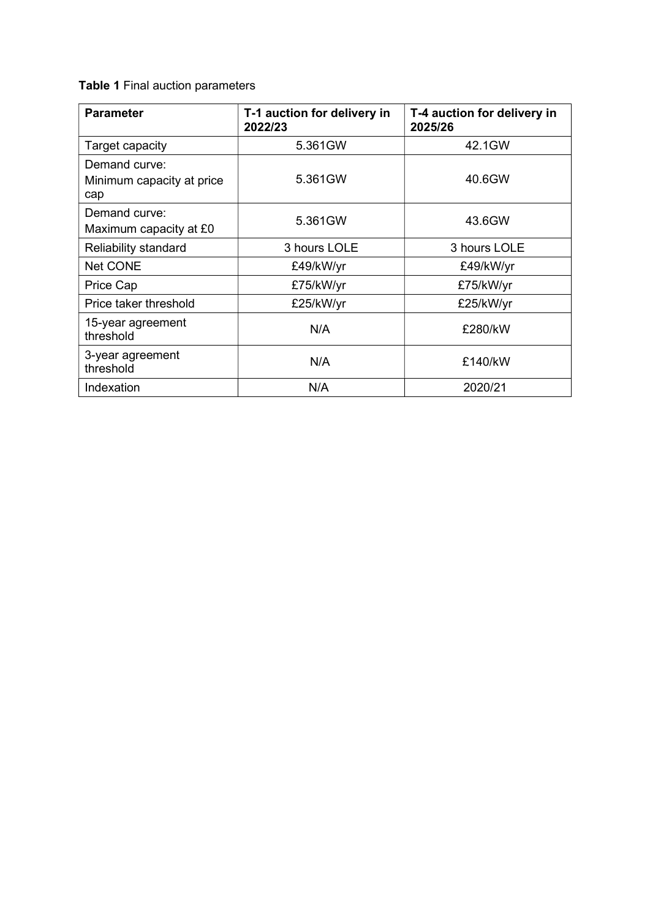**Table 1** Final auction parameters

| Parameter | T-1 auction for delivery in 2022/23 | T-4 auction for delivery in 2025/26 |
|---|---|---|
| Target capacity | 5.361GW | 42.1GW |
| Demand curve: Minimum capacity at price cap | 5.361GW | 40.6GW |
| Demand curve: Maximum capacity at £0 | 5.361GW | 43.6GW |
| Reliability standard | 3 hours LOLE | 3 hours LOLE |
| Net CONE | £49/kW/yr | £49/kW/yr |
| Price Cap | £75/kW/yr | £75/kW/yr |
| Price taker threshold | £25/kW/yr | £25/kW/yr |
| 15-year agreement threshold | N/A | £280/kW |
| 3-year agreement threshold | N/A | £140/kW |
| Indexation | N/A | 2020/21 |